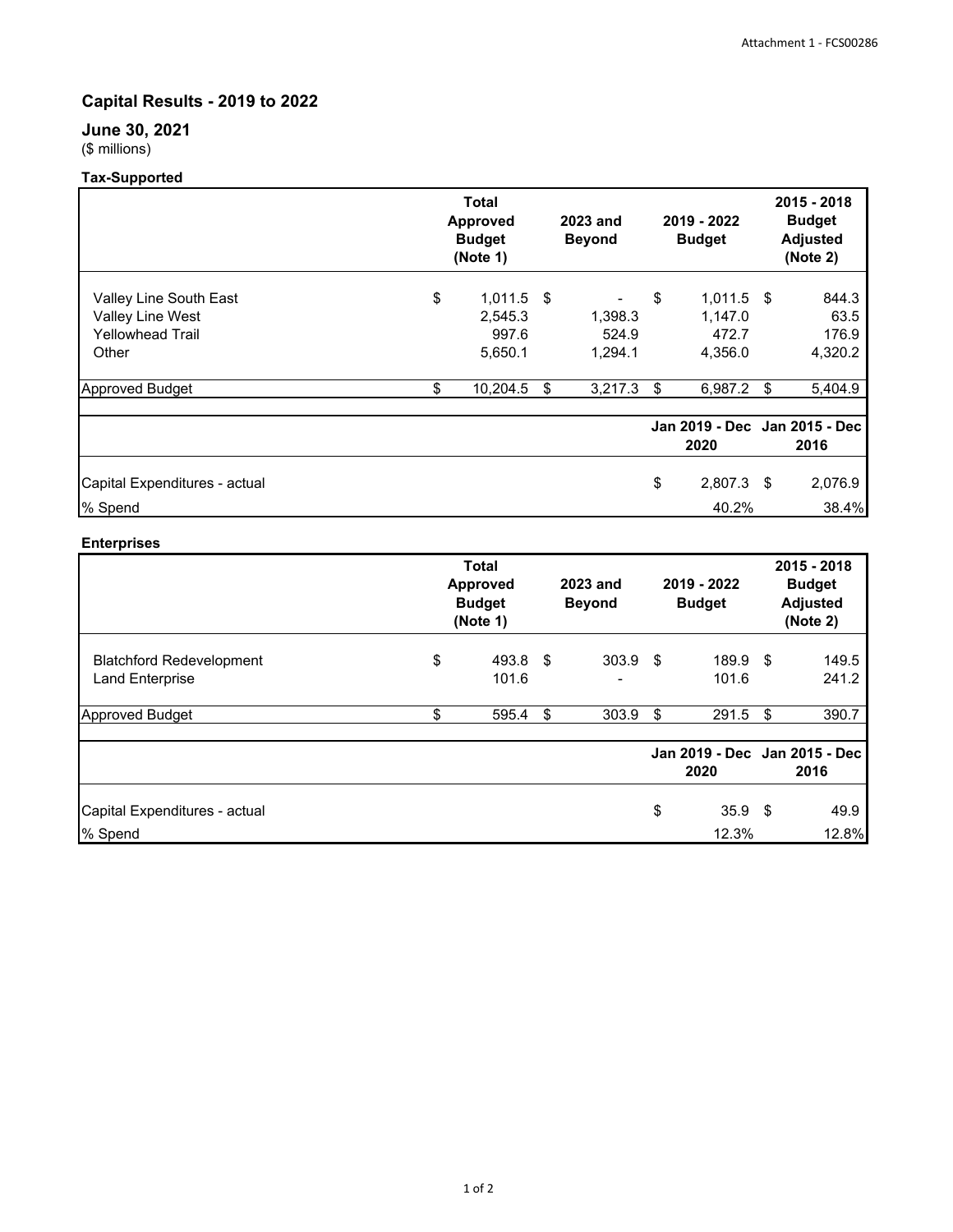# Capital Results - 2019 to 2022

## June 30, 2021

($ millions)

### Tax-Supported

| | Total Approved Budget (Note 1) | 2023 and Beyond | 2019 - 2022 Budget | 2015 - 2018 Budget Adjusted (Note 2) |
|---|---|---|---|---|
| Valley Line South East | $ 1,011.5 | $ - | $ 1,011.5 | $ 844.3 |
| Valley Line West | 2,545.3 | 1,398.3 | 1,147.0 | 63.5 |
| Yellowhead Trail | 997.6 | 524.9 | 472.7 | 176.9 |
| Other | 5,650.1 | 1,294.1 | 4,356.0 | 4,320.2 |
| Approved Budget | $ 10,204.5 | $ 3,217.3 | $ 6,987.2 | $ 5,404.9 |
| | | | **Jan 2019 - Dec 2020** | **Jan 2015 - Dec 2016** |
| Capital Expenditures - actual | | | $ 2,807.3 | $ 2,076.9 |
| % Spend | | | 40.2% | 38.4% |

### Enterprises

| | Total Approved Budget (Note 1) | 2023 and Beyond | 2019 - 2022 Budget | 2015 - 2018 Budget Adjusted (Note 2) |
|---|---|---|---|---|
| Blatchford Redevelopment | $ 493.8 | $ 303.9 | $ 189.9 | $ 149.5 |
| Land Enterprise | 101.6 | - | 101.6 | 241.2 |
| Approved Budget | $ 595.4 | $ 303.9 | $ 291.5 | $ 390.7 |
| | | | **Jan 2019 - Dec 2020** | **Jan 2015 - Dec 2016** |
| Capital Expenditures - actual | | | $ 35.9 | $ 49.9 |
| % Spend | | | 12.3% | 12.8% |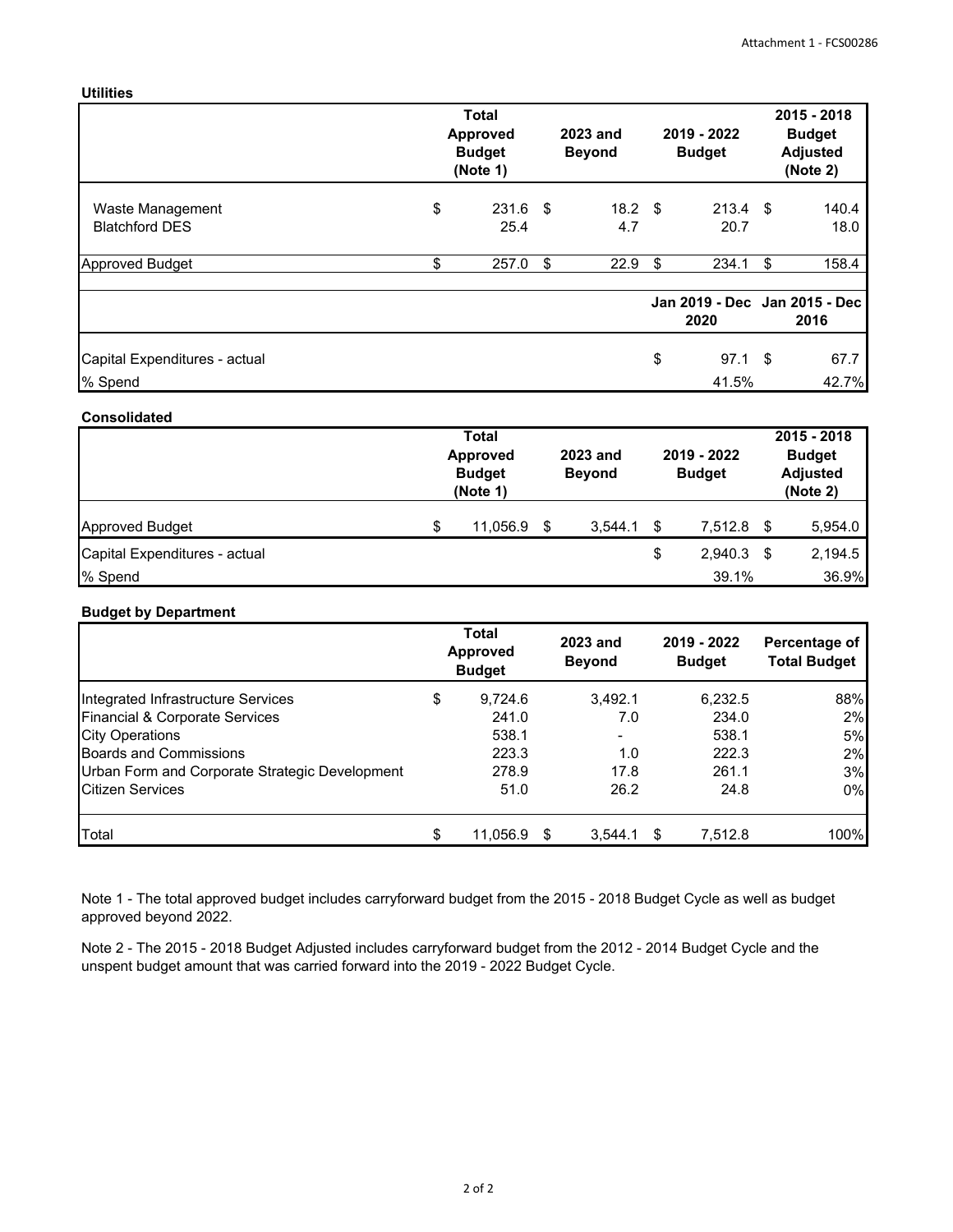**Utilities**

| | Total Approved Budget (Note 1) | 2023 and Beyond | 2019 - 2022 Budget | 2015 - 2018 Budget Adjusted (Note 2) |
|---|---|---|---|---|
| Waste Management | $ 231.6 | $ 18.2 | $ 213.4 | $ 140.4 |
| Blatchford DES | 25.4 | 4.7 | 20.7 | 18.0 |
| Approved Budget | $ 257.0 | $ 22.9 | $ 234.1 | $ 158.4 |
| | | | Jan 2019 - Dec 2020 | Jan 2015 - Dec 2016 |
| Capital Expenditures - actual | | | $ 97.1 | $ 67.7 |
| % Spend | | | 41.5% | 42.7% |

**Consolidated**

| | Total Approved Budget (Note 1) | 2023 and Beyond | 2019 - 2022 Budget | 2015 - 2018 Budget Adjusted (Note 2) |
|---|---|---|---|---|
| Approved Budget | $ 11,056.9 | $ 3,544.1 | $ 7,512.8 | $ 5,954.0 |
| Capital Expenditures - actual | | | $ 2,940.3 | $ 2,194.5 |
| % Spend | | | 39.1% | 36.9% |

**Budget by Department**

| | Total Approved Budget | 2023 and Beyond | 2019 - 2022 Budget | Percentage of Total Budget |
|---|---|---|---|---|
| Integrated Infrastructure Services | $ 9,724.6 | 3,492.1 | 6,232.5 | 88% |
| Financial & Corporate Services | 241.0 | 7.0 | 234.0 | 2% |
| City Operations | 538.1 | - | 538.1 | 5% |
| Boards and Commissions | 223.3 | 1.0 | 222.3 | 2% |
| Urban Form and Corporate Strategic Development | 278.9 | 17.8 | 261.1 | 3% |
| Citizen Services | 51.0 | 26.2 | 24.8 | 0% |
| Total | $ 11,056.9 | $ 3,544.1 | $ 7,512.8 | 100% |

Note 1 - The total approved budget includes carryforward budget from the 2015 - 2018 Budget Cycle as well as budget approved beyond 2022.

Note 2 - The 2015 - 2018 Budget Adjusted includes carryforward budget from the 2012 - 2014 Budget Cycle and the unspent budget amount that was carried forward into the 2019 - 2022 Budget Cycle.